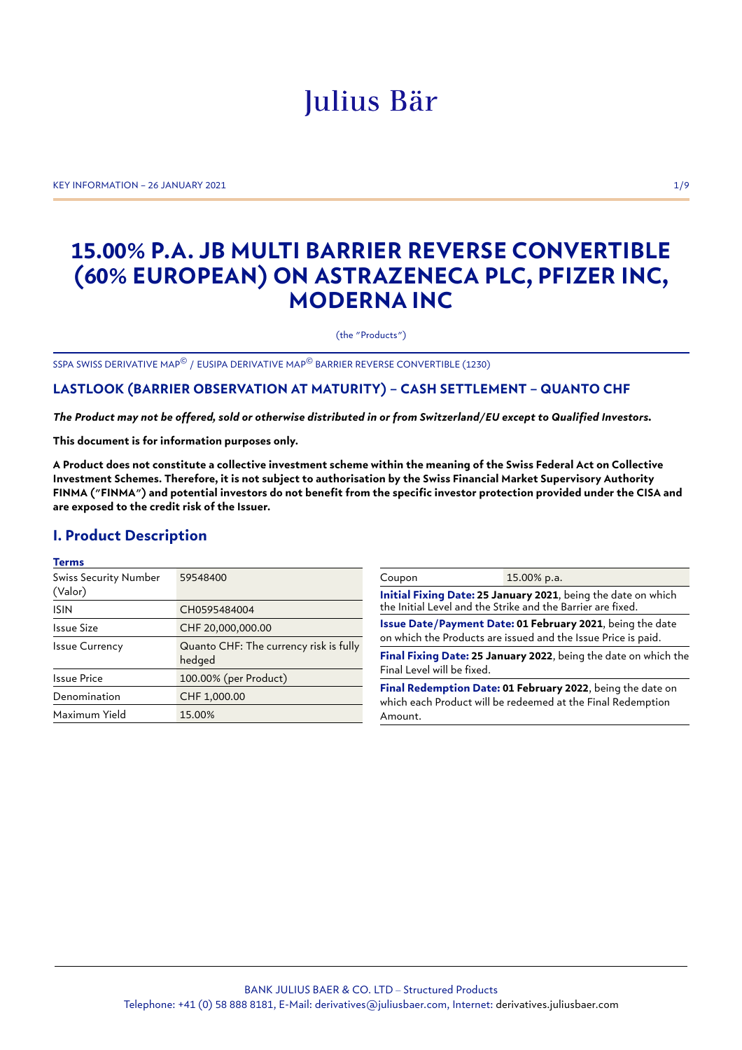# Julius Bär

KEY INFORMATION – 26 JANUARY 2021

# 15.00% P.A. JB MULTI BARRIER REVERSE CONVERTIBLE (60% EUROPEAN) ON ASTRAZENECA PLC, PFIZER INC, MODERNA INC

(the "Products")

SSPA SWISS DERIVATIVE MAP© / EUSIPA DERIVATIVE MAP© BARRIER REVERSE CONVERTIBLE (1230)

### LASTLOOK (BARRIER OBSERVATION AT MATURITY) – CASH SETTLEMENT – QUANTO CHF

***The Product may not be offered, sold or otherwise distributed in or from Switzerland/EU except to Qualified Investors.***

**This document is for information purposes only.**

**A Product does not constitute a collective investment scheme within the meaning of the Swiss Federal Act on Collective Investment Schemes. Therefore, it is not subject to authorisation by the Swiss Financial Market Supervisory Authority FINMA ("FINMA") and potential investors do not benefit from the specific investor protection provided under the CISA and are exposed to the credit risk of the Issuer.**

## I. Product Description

**Terms**

| | |
|---|---|
| Swiss Security Number (Valor) | 59548400 |
| ISIN | CH0595484004 |
| Issue Size | CHF 20,000,000.00 |
| Issue Currency | Quanto CHF: The currency risk is fully hedged |
| Issue Price | 100.00% (per Product) |
| Denomination | CHF 1,000.00 |
| Maximum Yield | 15.00% |

| | |
|---|---|
| Coupon | 15.00% p.a. |

**Initial Fixing Date: 25 January 2021**, being the date on which the Initial Level and the Strike and the Barrier are fixed.

**Issue Date/Payment Date: 01 February 2021**, being the date on which the Products are issued and the Issue Price is paid.

**Final Fixing Date: 25 January 2022**, being the date on which the Final Level will be fixed.

**Final Redemption Date: 01 February 2022**, being the date on which each Product will be redeemed at the Final Redemption Amount.

BANK JULIUS BAER & CO. LTD – Structured Products
Telephone: +41 (0) 58 888 8181, E-Mail: derivatives@juliusbaer.com, Internet: derivatives.juliusbaer.com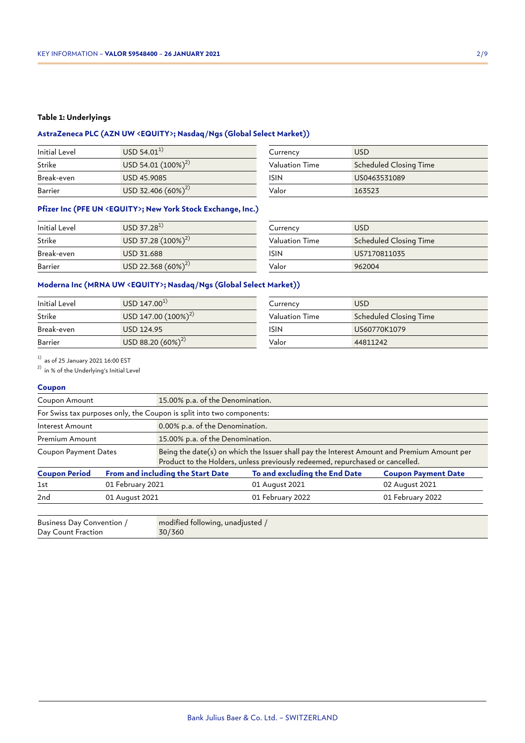### Table 1: Underlyings

#### AstraZeneca PLC (AZN UW <EQUITY>; Nasdaq/Ngs (Global Select Market))

| | | | |
|---|---|---|---|
| Initial Level | USD 54.01[1] | Currency | USD |
| Strike | USD 54.01 (100%)[2] | Valuation Time | Scheduled Closing Time |
| Break-even | USD 45.9085 | ISIN | US0463531089 |
| Barrier | USD 32.406 (60%)[2] | Valor | 163523 |

#### Pfizer Inc (PFE UN <EQUITY>; New York Stock Exchange, Inc.)

| | | | |
|---|---|---|---|
| Initial Level | USD 37.28[1] | Currency | USD |
| Strike | USD 37.28 (100%)[2] | Valuation Time | Scheduled Closing Time |
| Break-even | USD 31.688 | ISIN | US7170811035 |
| Barrier | USD 22.368 (60%)[2] | Valor | 962004 |

#### Moderna Inc (MRNA UW <EQUITY>; Nasdaq/Ngs (Global Select Market))

| | | | |
|---|---|---|---|
| Initial Level | USD 147.00[1] | Currency | USD |
| Strike | USD 147.00 (100%)[2] | Valuation Time | Scheduled Closing Time |
| Break-even | USD 124.95 | ISIN | US60770K1079 |
| Barrier | USD 88.20 (60%)[2] | Valor | 44811242 |

[1] as of 25 January 2021 16:00 EST
[2] in % of the Underlying's Initial Level

#### Coupon

| | |
|---|---|
| Coupon Amount | 15.00% p.a. of the Denomination. |
| For Swiss tax purposes only, the Coupon is split into two components: | |
| Interest Amount | 0.00% p.a. of the Denomination. |
| Premium Amount | 15.00% p.a. of the Denomination. |
| Coupon Payment Dates | Being the date(s) on which the Issuer shall pay the Interest Amount and Premium Amount per Product to the Holders, unless previously redeemed, repurchased or cancelled. |

| Coupon Period | From and including the Start Date | To and excluding the End Date | Coupon Payment Date |
|---|---|---|---|
| 1st | 01 February 2021 | 01 August 2021 | 02 August 2021 |
| 2nd | 01 August 2021 | 01 February 2022 | 01 February 2022 |

| | |
|---|---|
| Business Day Convention / Day Count Fraction | modified following, unadjusted / 30/360 |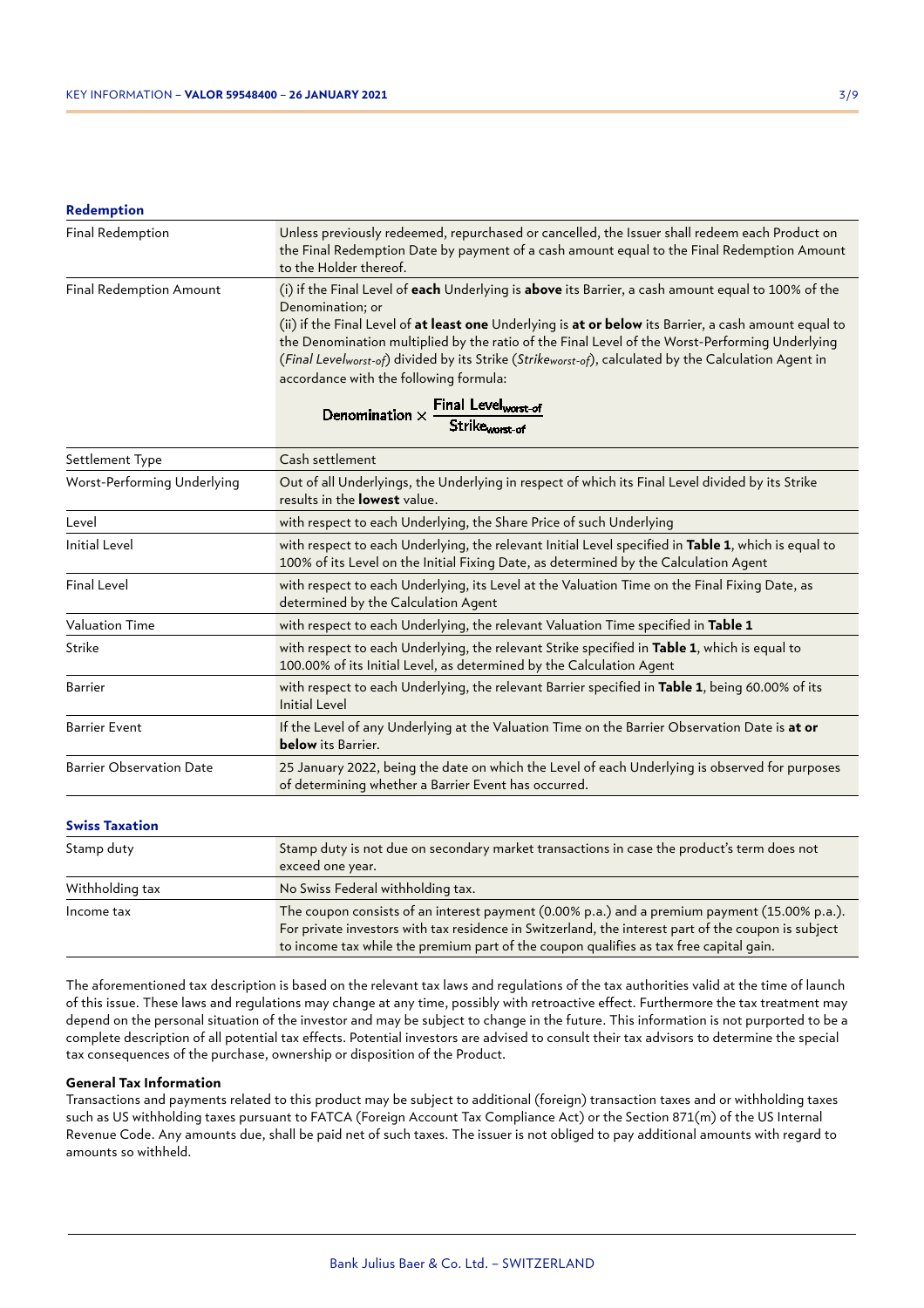### Redemption

| | |
|---|---|
| Final Redemption | Unless previously redeemed, repurchased or cancelled, the Issuer shall redeem each Product on the Final Redemption Date by payment of a cash amount equal to the Final Redemption Amount to the Holder thereof. |
| Final Redemption Amount | (i) if the Final Level of **each** Underlying is **above** its Barrier, a cash amount equal to 100% of the Denomination; or<br>(ii) if the Final Level of **at least one** Underlying is **at or below** its Barrier, a cash amount equal to the Denomination multiplied by the ratio of the Final Level of the Worst-Performing Underlying (*Final Level$_{worst\text{-}of}$*) divided by its Strike (*Strike$_{worst\text{-}of}$*), calculated by the Calculation Agent in accordance with the following formula:<br>$$\text{Denomination} \times \frac{\text{Final Level}_{\text{worst-of}}}{\text{Strike}_{\text{worst-of}}}$$ |
| Settlement Type | Cash settlement |
| Worst-Performing Underlying | Out of all Underlyings, the Underlying in respect of which its Final Level divided by its Strike results in the **lowest** value. |
| Level | with respect to each Underlying, the Share Price of such Underlying |
| Initial Level | with respect to each Underlying, the relevant Initial Level specified in **Table 1**, which is equal to 100% of its Level on the Initial Fixing Date, as determined by the Calculation Agent |
| Final Level | with respect to each Underlying, its Level at the Valuation Time on the Final Fixing Date, as determined by the Calculation Agent |
| Valuation Time | with respect to each Underlying, the relevant Valuation Time specified in **Table 1** |
| Strike | with respect to each Underlying, the relevant Strike specified in **Table 1**, which is equal to 100.00% of its Initial Level, as determined by the Calculation Agent |
| Barrier | with respect to each Underlying, the relevant Barrier specified in **Table 1**, being 60.00% of its Initial Level |
| Barrier Event | If the Level of any Underlying at the Valuation Time on the Barrier Observation Date is **at or below** its Barrier. |
| Barrier Observation Date | 25 January 2022, being the date on which the Level of each Underlying is observed for purposes of determining whether a Barrier Event has occurred. |

### Swiss Taxation

| | |
|---|---|
| Stamp duty | Stamp duty is not due on secondary market transactions in case the product's term does not exceed one year. |
| Withholding tax | No Swiss Federal withholding tax. |
| Income tax | The coupon consists of an interest payment (0.00% p.a.) and a premium payment (15.00% p.a.). For private investors with tax residence in Switzerland, the interest part of the coupon is subject to income tax while the premium part of the coupon qualifies as tax free capital gain. |

The aforementioned tax description is based on the relevant tax laws and regulations of the tax authorities valid at the time of launch of this issue. These laws and regulations may change at any time, possibly with retroactive effect. Furthermore the tax treatment may depend on the personal situation of the investor and may be subject to change in the future. This information is not purported to be a complete description of all potential tax effects. Potential investors are advised to consult their tax advisors to determine the special tax consequences of the purchase, ownership or disposition of the Product.

**General Tax Information**

Transactions and payments related to this product may be subject to additional (foreign) transaction taxes and or withholding taxes such as US withholding taxes pursuant to FATCA (Foreign Account Tax Compliance Act) or the Section 871(m) of the US Internal Revenue Code. Any amounts due, shall be paid net of such taxes. The issuer is not obliged to pay additional amounts with regard to amounts so withheld.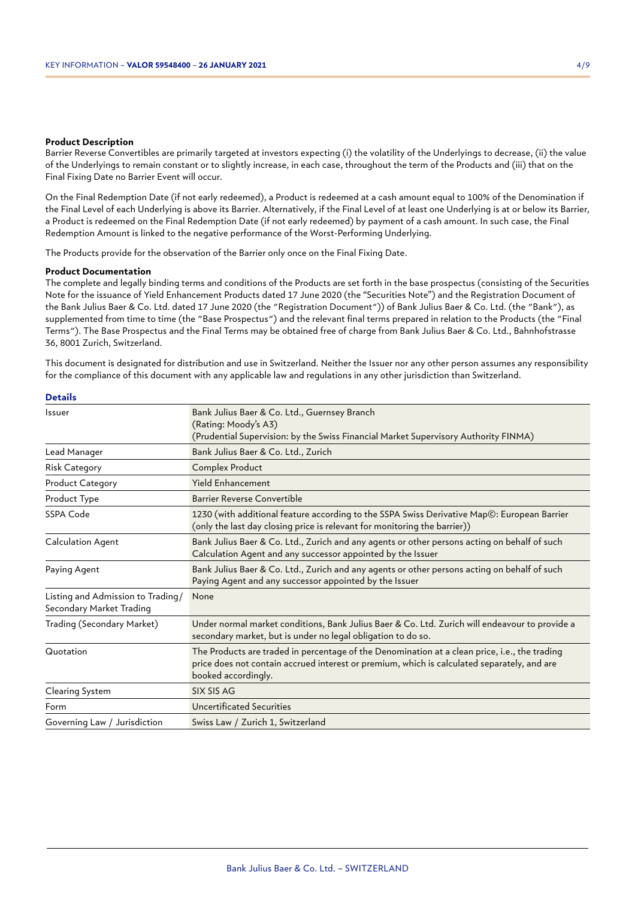**Product Description**

Barrier Reverse Convertibles are primarily targeted at investors expecting (i) the volatility of the Underlyings to decrease, (ii) the value of the Underlyings to remain constant or to slightly increase, in each case, throughout the term of the Products and (iii) that on the Final Fixing Date no Barrier Event will occur.

On the Final Redemption Date (if not early redeemed), a Product is redeemed at a cash amount equal to 100% of the Denomination if the Final Level of each Underlying is above its Barrier. Alternatively, if the Final Level of at least one Underlying is at or below its Barrier, a Product is redeemed on the Final Redemption Date (if not early redeemed) by payment of a cash amount. In such case, the Final Redemption Amount is linked to the negative performance of the Worst-Performing Underlying.

The Products provide for the observation of the Barrier only once on the Final Fixing Date.

**Product Documentation**

The complete and legally binding terms and conditions of the Products are set forth in the base prospectus (consisting of the Securities Note for the issuance of Yield Enhancement Products dated 17 June 2020 (the "Securities Note") and the Registration Document of the Bank Julius Baer & Co. Ltd. dated 17 June 2020 (the "Registration Document")) of Bank Julius Baer & Co. Ltd. (the "Bank"), as supplemented from time to time (the "Base Prospectus") and the relevant final terms prepared in relation to the Products (the "Final Terms"). The Base Prospectus and the Final Terms may be obtained free of charge from Bank Julius Baer & Co. Ltd., Bahnhofstrasse 36, 8001 Zurich, Switzerland.

This document is designated for distribution and use in Switzerland. Neither the Issuer nor any other person assumes any responsibility for the compliance of this document with any applicable law and regulations in any other jurisdiction than Switzerland.

## Details

| | |
|---|---|
| Issuer | Bank Julius Baer & Co. Ltd., Guernsey Branch (Rating: Moody's A3) (Prudential Supervision: by the Swiss Financial Market Supervisory Authority FINMA) |
| Lead Manager | Bank Julius Baer & Co. Ltd., Zurich |
| Risk Category | Complex Product |
| Product Category | Yield Enhancement |
| Product Type | Barrier Reverse Convertible |
| SSPA Code | 1230 (with additional feature according to the SSPA Swiss Derivative Map©: European Barrier (only the last day closing price is relevant for monitoring the barrier)) |
| Calculation Agent | Bank Julius Baer & Co. Ltd., Zurich and any agents or other persons acting on behalf of such Calculation Agent and any successor appointed by the Issuer |
| Paying Agent | Bank Julius Baer & Co. Ltd., Zurich and any agents or other persons acting on behalf of such Paying Agent and any successor appointed by the Issuer |
| Listing and Admission to Trading/ Secondary Market Trading | None |
| Trading (Secondary Market) | Under normal market conditions, Bank Julius Baer & Co. Ltd. Zurich will endeavour to provide a secondary market, but is under no legal obligation to do so. |
| Quotation | The Products are traded in percentage of the Denomination at a clean price, i.e., the trading price does not contain accrued interest or premium, which is calculated separately, and are booked accordingly. |
| Clearing System | SIX SIS AG |
| Form | Uncertificated Securities |
| Governing Law / Jurisdiction | Swiss Law / Zurich 1, Switzerland |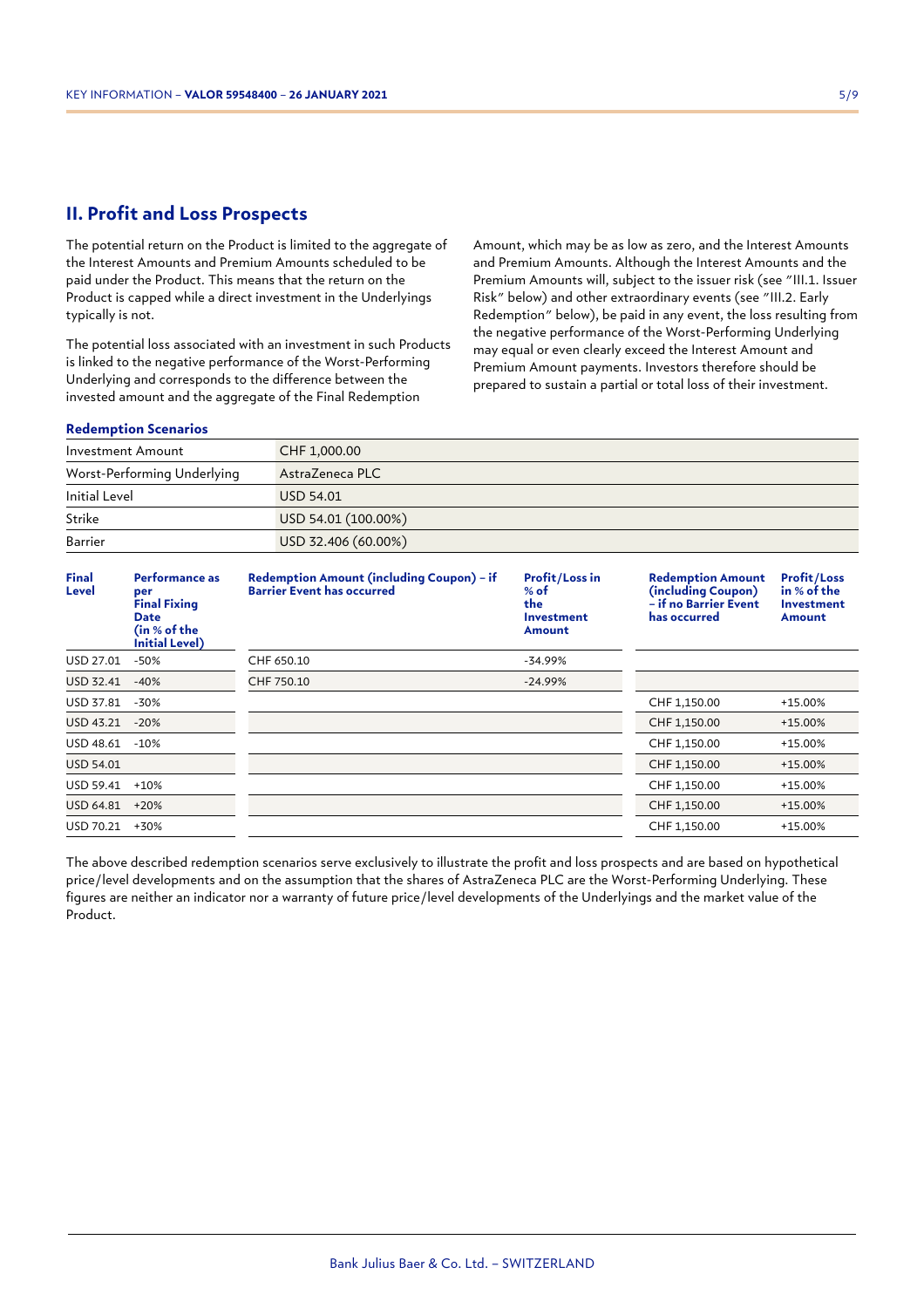## II. Profit and Loss Prospects

The potential return on the Product is limited to the aggregate of the Interest Amounts and Premium Amounts scheduled to be paid under the Product. This means that the return on the Product is capped while a direct investment in the Underlyings typically is not.

The potential loss associated with an investment in such Products is linked to the negative performance of the Worst-Performing Underlying and corresponds to the difference between the invested amount and the aggregate of the Final Redemption Amount, which may be as low as zero, and the Interest Amounts and Premium Amounts. Although the Interest Amounts and the Premium Amounts will, subject to the issuer risk (see "III.1. Issuer Risk" below) and other extraordinary events (see "III.2. Early Redemption" below), be paid in any event, the loss resulting from the negative performance of the Worst-Performing Underlying may equal or even clearly exceed the Interest Amount and Premium Amount payments. Investors therefore should be prepared to sustain a partial or total loss of their investment.

**Redemption Scenarios**

| | |
|---|---|
| Investment Amount | CHF 1,000.00 |
| Worst-Performing Underlying | AstraZeneca PLC |
| Initial Level | USD 54.01 |
| Strike | USD 54.01 (100.00%) |
| Barrier | USD 32.406 (60.00%) |

| Final Level | Performance as per Final Fixing Date (in % of the Initial Level) | Redemption Amount (including Coupon) – if Barrier Event has occurred | Profit/Loss in % of the Investment Amount | Redemption Amount (including Coupon) – if no Barrier Event has occurred | Profit/Loss in % of the Investment Amount |
|---|---|---|---|---|---|
| USD 27.01 | -50% | CHF 650.10 | -34.99% | | |
| USD 32.41 | -40% | CHF 750.10 | -24.99% | | |
| USD 37.81 | -30% | | | CHF 1,150.00 | +15.00% |
| USD 43.21 | -20% | | | CHF 1,150.00 | +15.00% |
| USD 48.61 | -10% | | | CHF 1,150.00 | +15.00% |
| USD 54.01 | | | | CHF 1,150.00 | +15.00% |
| USD 59.41 | +10% | | | CHF 1,150.00 | +15.00% |
| USD 64.81 | +20% | | | CHF 1,150.00 | +15.00% |
| USD 70.21 | +30% | | | CHF 1,150.00 | +15.00% |

The above described redemption scenarios serve exclusively to illustrate the profit and loss prospects and are based on hypothetical price/level developments and on the assumption that the shares of AstraZeneca PLC are the Worst-Performing Underlying. These figures are neither an indicator nor a warranty of future price/level developments of the Underlyings and the market value of the Product.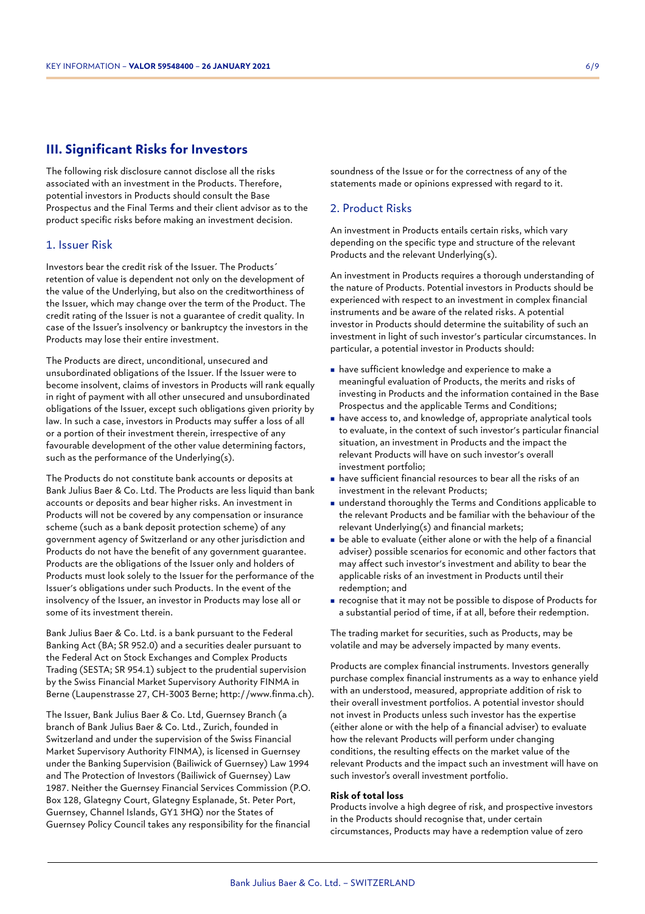## III. Significant Risks for Investors

The following risk disclosure cannot disclose all the risks associated with an investment in the Products. Therefore, potential investors in Products should consult the Base Prospectus and the Final Terms and their client advisor as to the product specific risks before making an investment decision.

### 1. Issuer Risk

Investors bear the credit risk of the Issuer. The Products´ retention of value is dependent not only on the development of the value of the Underlying, but also on the creditworthiness of the Issuer, which may change over the term of the Product. The credit rating of the Issuer is not a guarantee of credit quality. In case of the Issuer's insolvency or bankruptcy the investors in the Products may lose their entire investment.

The Products are direct, unconditional, unsecured and unsubordinated obligations of the Issuer. If the Issuer were to become insolvent, claims of investors in Products will rank equally in right of payment with all other unsecured and unsubordinated obligations of the Issuer, except such obligations given priority by law. In such a case, investors in Products may suffer a loss of all or a portion of their investment therein, irrespective of any favourable development of the other value determining factors, such as the performance of the Underlying(s).

The Products do not constitute bank accounts or deposits at Bank Julius Baer & Co. Ltd. The Products are less liquid than bank accounts or deposits and bear higher risks. An investment in Products will not be covered by any compensation or insurance scheme (such as a bank deposit protection scheme) of any government agency of Switzerland or any other jurisdiction and Products do not have the benefit of any government guarantee. Products are the obligations of the Issuer only and holders of Products must look solely to the Issuer for the performance of the Issuer's obligations under such Products. In the event of the insolvency of the Issuer, an investor in Products may lose all or some of its investment therein.

Bank Julius Baer & Co. Ltd. is a bank pursuant to the Federal Banking Act (BA; SR 952.0) and a securities dealer pursuant to the Federal Act on Stock Exchanges and Complex Products Trading (SESTA; SR 954.1) subject to the prudential supervision by the Swiss Financial Market Supervisory Authority FINMA in Berne (Laupenstrasse 27, CH-3003 Berne; http://www.finma.ch).

The Issuer, Bank Julius Baer & Co. Ltd, Guernsey Branch (a branch of Bank Julius Baer & Co. Ltd., Zurich, founded in Switzerland and under the supervision of the Swiss Financial Market Supervisory Authority FINMA), is licensed in Guernsey under the Banking Supervision (Bailiwick of Guernsey) Law 1994 and The Protection of Investors (Bailiwick of Guernsey) Law 1987. Neither the Guernsey Financial Services Commission (P.O. Box 128, Glategny Court, Glategny Esplanade, St. Peter Port, Guernsey, Channel Islands, GY1 3HQ) nor the States of Guernsey Policy Council takes any responsibility for the financial soundness of the Issue or for the correctness of any of the statements made or opinions expressed with regard to it.

### 2. Product Risks

An investment in Products entails certain risks, which vary depending on the specific type and structure of the relevant Products and the relevant Underlying(s).

An investment in Products requires a thorough understanding of the nature of Products. Potential investors in Products should be experienced with respect to an investment in complex financial instruments and be aware of the related risks. A potential investor in Products should determine the suitability of such an investment in light of such investor's particular circumstances. In particular, a potential investor in Products should:

- have sufficient knowledge and experience to make a meaningful evaluation of Products, the merits and risks of investing in Products and the information contained in the Base Prospectus and the applicable Terms and Conditions;
- have access to, and knowledge of, appropriate analytical tools to evaluate, in the context of such investor's particular financial situation, an investment in Products and the impact the relevant Products will have on such investor's overall investment portfolio;
- have sufficient financial resources to bear all the risks of an investment in the relevant Products;
- understand thoroughly the Terms and Conditions applicable to the relevant Products and be familiar with the behaviour of the relevant Underlying(s) and financial markets;
- be able to evaluate (either alone or with the help of a financial adviser) possible scenarios for economic and other factors that may affect such investor's investment and ability to bear the applicable risks of an investment in Products until their redemption; and
- recognise that it may not be possible to dispose of Products for a substantial period of time, if at all, before their redemption.

The trading market for securities, such as Products, may be volatile and may be adversely impacted by many events.

Products are complex financial instruments. Investors generally purchase complex financial instruments as a way to enhance yield with an understood, measured, appropriate addition of risk to their overall investment portfolios. A potential investor should not invest in Products unless such investor has the expertise (either alone or with the help of a financial adviser) to evaluate how the relevant Products will perform under changing conditions, the resulting effects on the market value of the relevant Products and the impact such an investment will have on such investor's overall investment portfolio.

**Risk of total loss**
Products involve a high degree of risk, and prospective investors in the Products should recognise that, under certain circumstances, Products may have a redemption value of zero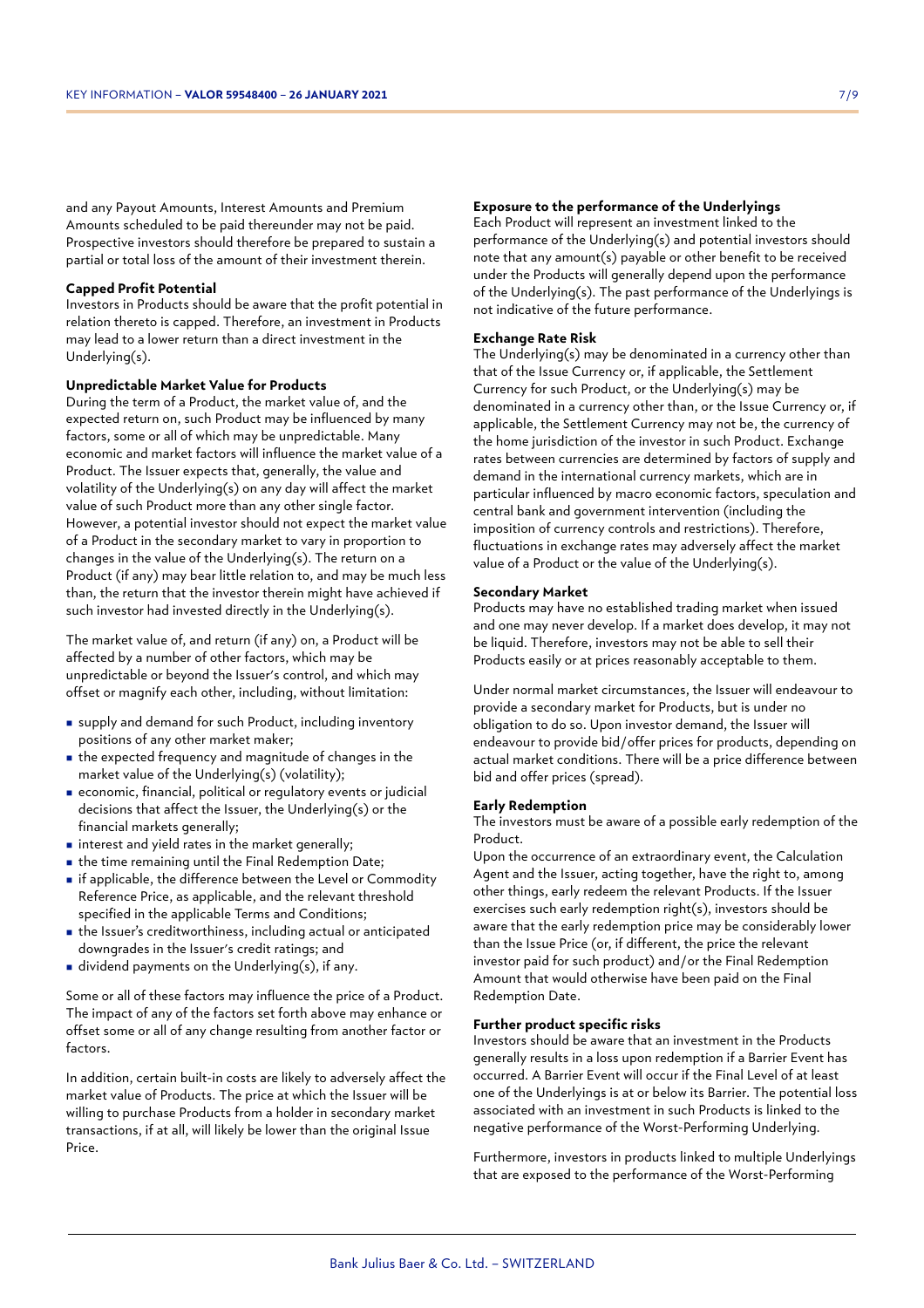and any Payout Amounts, Interest Amounts and Premium Amounts scheduled to be paid thereunder may not be paid. Prospective investors should therefore be prepared to sustain a partial or total loss of the amount of their investment therein.

**Capped Profit Potential**

Investors in Products should be aware that the profit potential in relation thereto is capped. Therefore, an investment in Products may lead to a lower return than a direct investment in the Underlying(s).

**Unpredictable Market Value for Products**

During the term of a Product, the market value of, and the expected return on, such Product may be influenced by many factors, some or all of which may be unpredictable. Many economic and market factors will influence the market value of a Product. The Issuer expects that, generally, the value and volatility of the Underlying(s) on any day will affect the market value of such Product more than any other single factor. However, a potential investor should not expect the market value of a Product in the secondary market to vary in proportion to changes in the value of the Underlying(s). The return on a Product (if any) may bear little relation to, and may be much less than, the return that the investor therein might have achieved if such investor had invested directly in the Underlying(s).

The market value of, and return (if any) on, a Product will be affected by a number of other factors, which may be unpredictable or beyond the Issuer's control, and which may offset or magnify each other, including, without limitation:

- supply and demand for such Product, including inventory positions of any other market maker;
- the expected frequency and magnitude of changes in the market value of the Underlying(s) (volatility);
- economic, financial, political or regulatory events or judicial decisions that affect the Issuer, the Underlying(s) or the financial markets generally;
- interest and yield rates in the market generally;
- the time remaining until the Final Redemption Date;
- if applicable, the difference between the Level or Commodity Reference Price, as applicable, and the relevant threshold specified in the applicable Terms and Conditions;
- the Issuer's creditworthiness, including actual or anticipated downgrades in the Issuer's credit ratings; and
- dividend payments on the Underlying(s), if any.

Some or all of these factors may influence the price of a Product. The impact of any of the factors set forth above may enhance or offset some or all of any change resulting from another factor or factors.

In addition, certain built-in costs are likely to adversely affect the market value of Products. The price at which the Issuer will be willing to purchase Products from a holder in secondary market transactions, if at all, will likely be lower than the original Issue Price.

**Exposure to the performance of the Underlyings**

Each Product will represent an investment linked to the performance of the Underlying(s) and potential investors should note that any amount(s) payable or other benefit to be received under the Products will generally depend upon the performance of the Underlying(s). The past performance of the Underlyings is not indicative of the future performance.

**Exchange Rate Risk**

The Underlying(s) may be denominated in a currency other than that of the Issue Currency or, if applicable, the Settlement Currency for such Product, or the Underlying(s) may be denominated in a currency other than, or the Issue Currency or, if applicable, the Settlement Currency may not be, the currency of the home jurisdiction of the investor in such Product. Exchange rates between currencies are determined by factors of supply and demand in the international currency markets, which are in particular influenced by macro economic factors, speculation and central bank and government intervention (including the imposition of currency controls and restrictions). Therefore, fluctuations in exchange rates may adversely affect the market value of a Product or the value of the Underlying(s).

**Secondary Market**

Products may have no established trading market when issued and one may never develop. If a market does develop, it may not be liquid. Therefore, investors may not be able to sell their Products easily or at prices reasonably acceptable to them.

Under normal market circumstances, the Issuer will endeavour to provide a secondary market for Products, but is under no obligation to do so. Upon investor demand, the Issuer will endeavour to provide bid/offer prices for products, depending on actual market conditions. There will be a price difference between bid and offer prices (spread).

**Early Redemption**

The investors must be aware of a possible early redemption of the Product.

Upon the occurrence of an extraordinary event, the Calculation Agent and the Issuer, acting together, have the right to, among other things, early redeem the relevant Products. If the Issuer exercises such early redemption right(s), investors should be aware that the early redemption price may be considerably lower than the Issue Price (or, if different, the price the relevant investor paid for such product) and/or the Final Redemption Amount that would otherwise have been paid on the Final Redemption Date.

**Further product specific risks**

Investors should be aware that an investment in the Products generally results in a loss upon redemption if a Barrier Event has occurred. A Barrier Event will occur if the Final Level of at least one of the Underlyings is at or below its Barrier. The potential loss associated with an investment in such Products is linked to the negative performance of the Worst-Performing Underlying.

Furthermore, investors in products linked to multiple Underlyings that are exposed to the performance of the Worst-Performing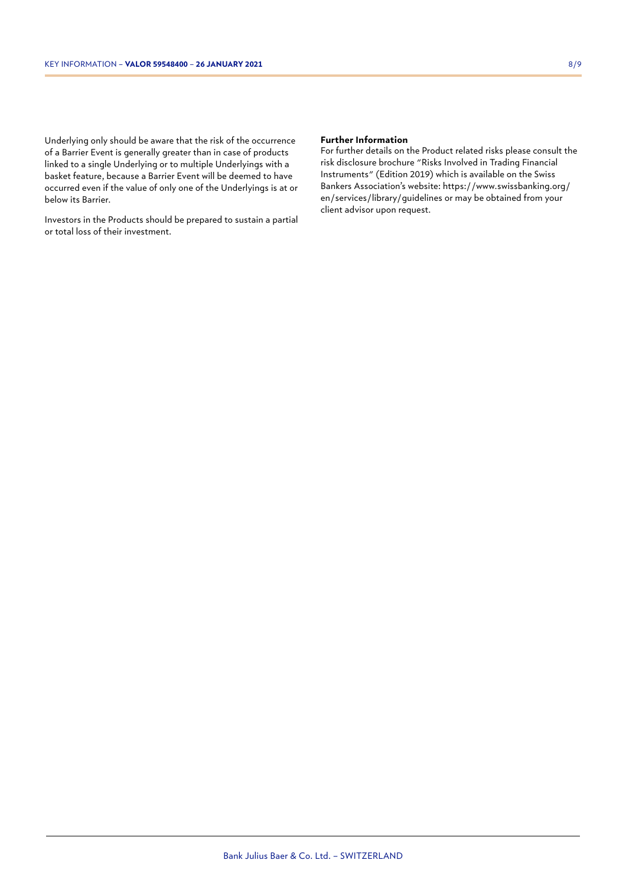Underlying only should be aware that the risk of the occurrence of a Barrier Event is generally greater than in case of products linked to a single Underlying or to multiple Underlyings with a basket feature, because a Barrier Event will be deemed to have occurred even if the value of only one of the Underlyings is at or below its Barrier.

Investors in the Products should be prepared to sustain a partial or total loss of their investment.

**Further Information**

For further details on the Product related risks please consult the risk disclosure brochure "Risks Involved in Trading Financial Instruments" (Edition 2019) which is available on the Swiss Bankers Association's website: https://www.swissbanking.org/en/services/library/guidelines or may be obtained from your client advisor upon request.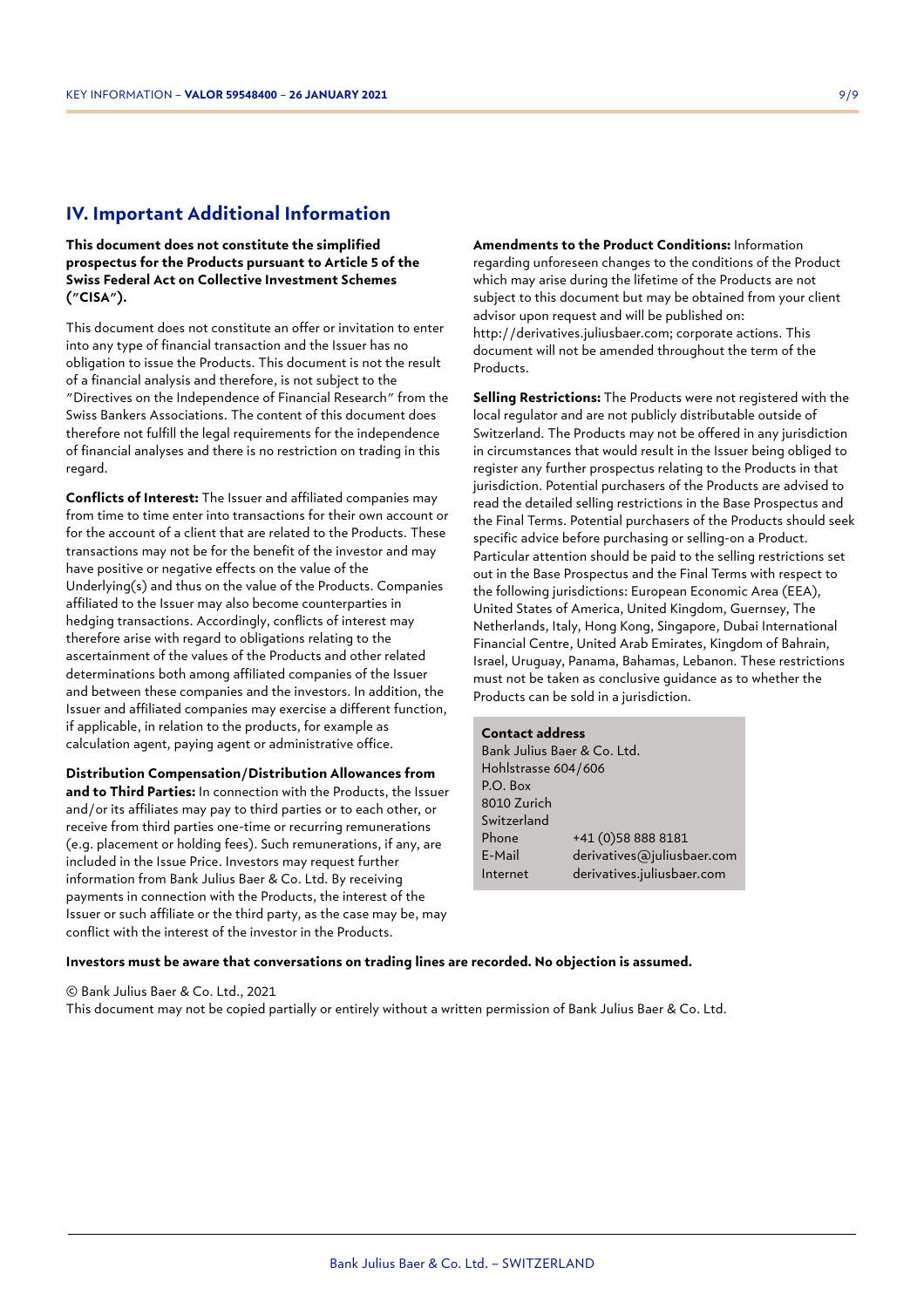## IV. Important Additional Information

**This document does not constitute the simplified prospectus for the Products pursuant to Article 5 of the Swiss Federal Act on Collective Investment Schemes ("CISA").**

This document does not constitute an offer or invitation to enter into any type of financial transaction and the Issuer has no obligation to issue the Products. This document is not the result of a financial analysis and therefore, is not subject to the "Directives on the Independence of Financial Research" from the Swiss Bankers Associations. The content of this document does therefore not fulfill the legal requirements for the independence of financial analyses and there is no restriction on trading in this regard.

**Conflicts of Interest:** The Issuer and affiliated companies may from time to time enter into transactions for their own account or for the account of a client that are related to the Products. These transactions may not be for the benefit of the investor and may have positive or negative effects on the value of the Underlying(s) and thus on the value of the Products. Companies affiliated to the Issuer may also become counterparties in hedging transactions. Accordingly, conflicts of interest may therefore arise with regard to obligations relating to the ascertainment of the values of the Products and other related determinations both among affiliated companies of the Issuer and between these companies and the investors. In addition, the Issuer and affiliated companies may exercise a different function, if applicable, in relation to the products, for example as calculation agent, paying agent or administrative office.

**Distribution Compensation/Distribution Allowances from and to Third Parties:** In connection with the Products, the Issuer and/or its affiliates may pay to third parties or to each other, or receive from third parties one-time or recurring remunerations (e.g. placement or holding fees). Such remunerations, if any, are included in the Issue Price. Investors may request further information from Bank Julius Baer & Co. Ltd. By receiving payments in connection with the Products, the interest of the Issuer or such affiliate or the third party, as the case may be, may conflict with the interest of the investor in the Products.

**Amendments to the Product Conditions:** Information regarding unforeseen changes to the conditions of the Product which may arise during the lifetime of the Products are not subject to this document but may be obtained from your client advisor upon request and will be published on: http://derivatives.juliusbaer.com; corporate actions. This document will not be amended throughout the term of the Products.

**Selling Restrictions:** The Products were not registered with the local regulator and are not publicly distributable outside of Switzerland. The Products may not be offered in any jurisdiction in circumstances that would result in the Issuer being obliged to register any further prospectus relating to the Products in that jurisdiction. Potential purchasers of the Products are advised to read the detailed selling restrictions in the Base Prospectus and the Final Terms. Potential purchasers of the Products should seek specific advice before purchasing or selling-on a Product. Particular attention should be paid to the selling restrictions set out in the Base Prospectus and the Final Terms with respect to the following jurisdictions: European Economic Area (EEA), United States of America, United Kingdom, Guernsey, The Netherlands, Italy, Hong Kong, Singapore, Dubai International Financial Centre, United Arab Emirates, Kingdom of Bahrain, Israel, Uruguay, Panama, Bahamas, Lebanon. These restrictions must not be taken as conclusive guidance as to whether the Products can be sold in a jurisdiction.

**Contact address**

Bank Julius Baer & Co. Ltd.
Hohlstrasse 604/606
P.O. Box
8010 Zurich
Switzerland

| | |
|---|---|
| Phone | +41 (0)58 888 8181 |
| E-Mail | derivatives@juliusbaer.com |
| Internet | derivatives.juliusbaer.com |

**Investors must be aware that conversations on trading lines are recorded. No objection is assumed.**

© Bank Julius Baer & Co. Ltd., 2021
This document may not be copied partially or entirely without a written permission of Bank Julius Baer & Co. Ltd.